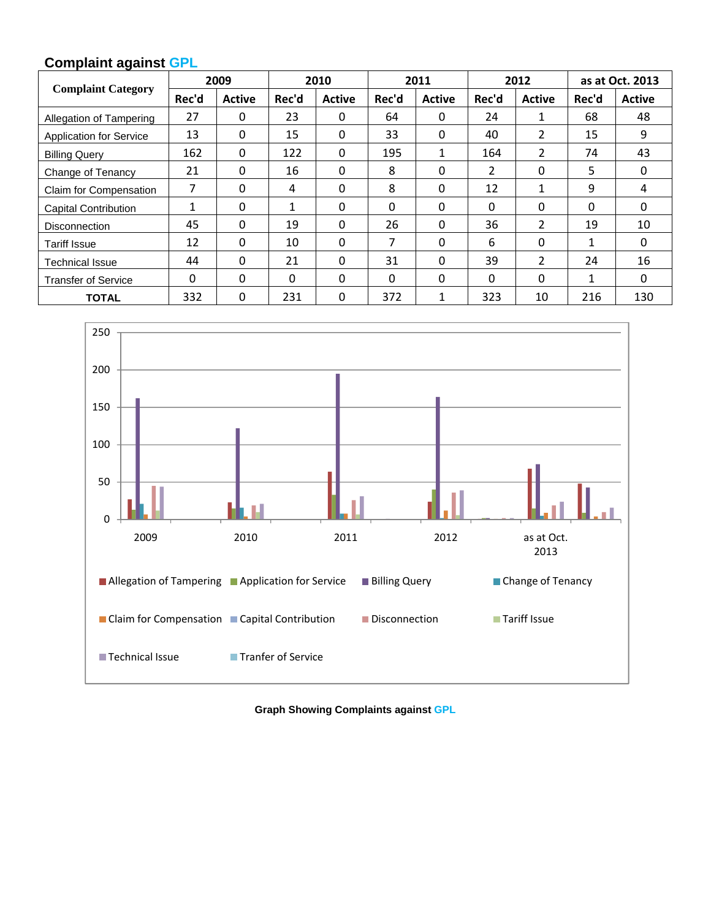## Complaint against GPL

| Complaint Category | 2009 | | 2010 | | 2011 | | 2012 | | as at Oct. 2013 | |
|---|---|---|---|---|---|---|---|---|---|---|
| | Rec'd | Active | Rec'd | Active | Rec'd | Active | Rec'd | Active | Rec'd | Active |
| Allegation of Tampering | 27 | 0 | 23 | 0 | 64 | 0 | 24 | 1 | 68 | 48 |
| Application for Service | 13 | 0 | 15 | 0 | 33 | 0 | 40 | 2 | 15 | 9 |
| Billing Query | 162 | 0 | 122 | 0 | 195 | 1 | 164 | 2 | 74 | 43 |
| Change of Tenancy | 21 | 0 | 16 | 0 | 8 | 0 | 2 | 0 | 5 | 0 |
| Claim for Compensation | 7 | 0 | 4 | 0 | 8 | 0 | 12 | 1 | 9 | 4 |
| Capital Contribution | 1 | 0 | 1 | 0 | 0 | 0 | 0 | 0 | 0 | 0 |
| Disconnection | 45 | 0 | 19 | 0 | 26 | 0 | 36 | 2 | 19 | 10 |
| Tariff Issue | 12 | 0 | 10 | 0 | 7 | 0 | 6 | 0 | 1 | 0 |
| Technical Issue | 44 | 0 | 21 | 0 | 31 | 0 | 39 | 2 | 24 | 16 |
| Transfer of Service | 0 | 0 | 0 | 0 | 0 | 0 | 0 | 0 | 1 | 0 |
| **TOTAL** | 332 | 0 | 231 | 0 | 372 | 1 | 323 | 10 | 216 | 130 |

**Graph Showing Complaints against GPL**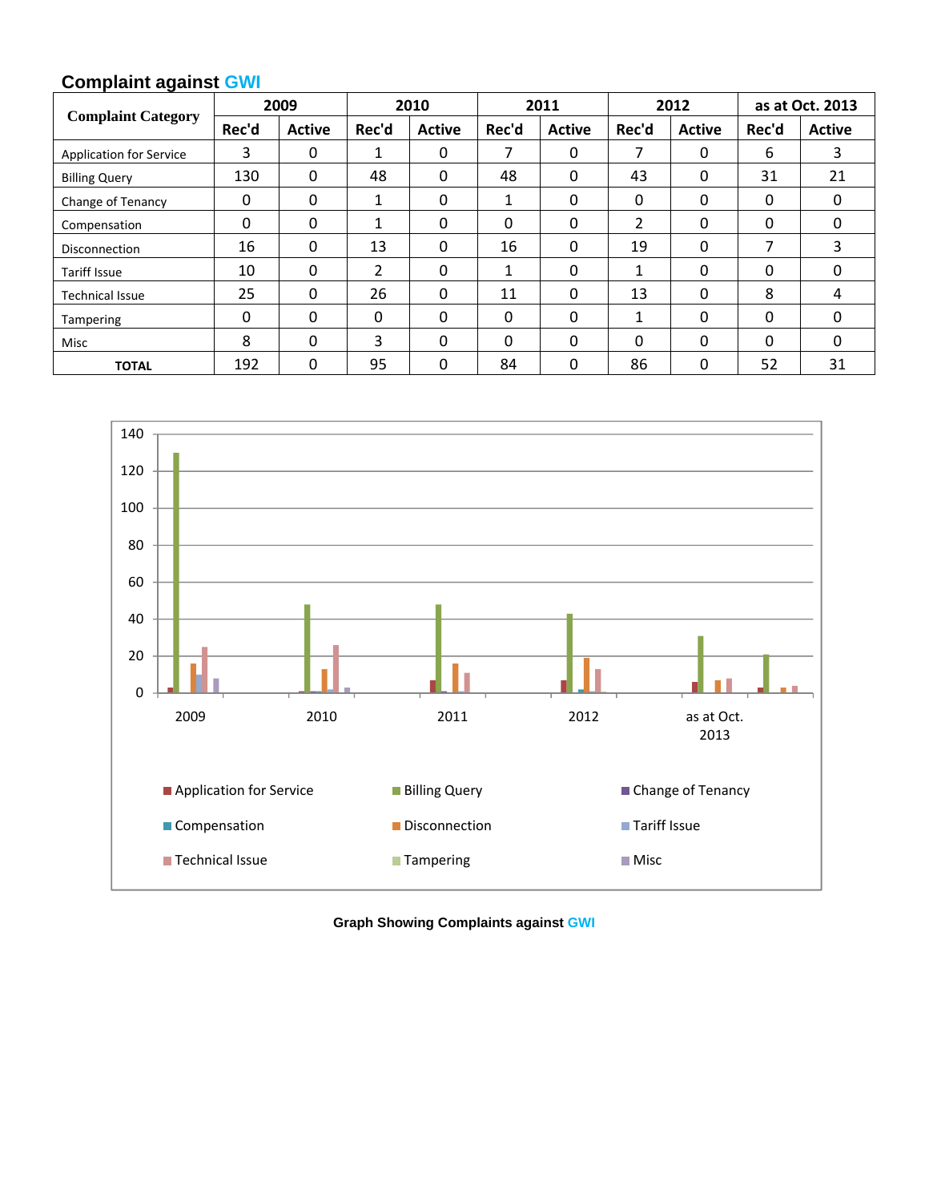## Complaint against GWI

| Complaint Category | 2009 | | 2010 | | 2011 | | 2012 | | as at Oct. 2013 | |
|---|---|---|---|---|---|---|---|---|---|---|
| | Rec'd | Active | Rec'd | Active | Rec'd | Active | Rec'd | Active | Rec'd | Active |
| Application for Service | 3 | 0 | 1 | 0 | 7 | 0 | 7 | 0 | 6 | 3 |
| Billing Query | 130 | 0 | 48 | 0 | 48 | 0 | 43 | 0 | 31 | 21 |
| Change of Tenancy | 0 | 0 | 1 | 0 | 1 | 0 | 0 | 0 | 0 | 0 |
| Compensation | 0 | 0 | 1 | 0 | 0 | 0 | 2 | 0 | 0 | 0 |
| Disconnection | 16 | 0 | 13 | 0 | 16 | 0 | 19 | 0 | 7 | 3 |
| Tariff Issue | 10 | 0 | 2 | 0 | 1 | 0 | 1 | 0 | 0 | 0 |
| Technical Issue | 25 | 0 | 26 | 0 | 11 | 0 | 13 | 0 | 8 | 4 |
| Tampering | 0 | 0 | 0 | 0 | 0 | 0 | 1 | 0 | 0 | 0 |
| Misc | 8 | 0 | 3 | 0 | 0 | 0 | 0 | 0 | 0 | 0 |
| **TOTAL** | 192 | 0 | 95 | 0 | 84 | 0 | 86 | 0 | 52 | 31 |

**Graph Showing Complaints against GWI**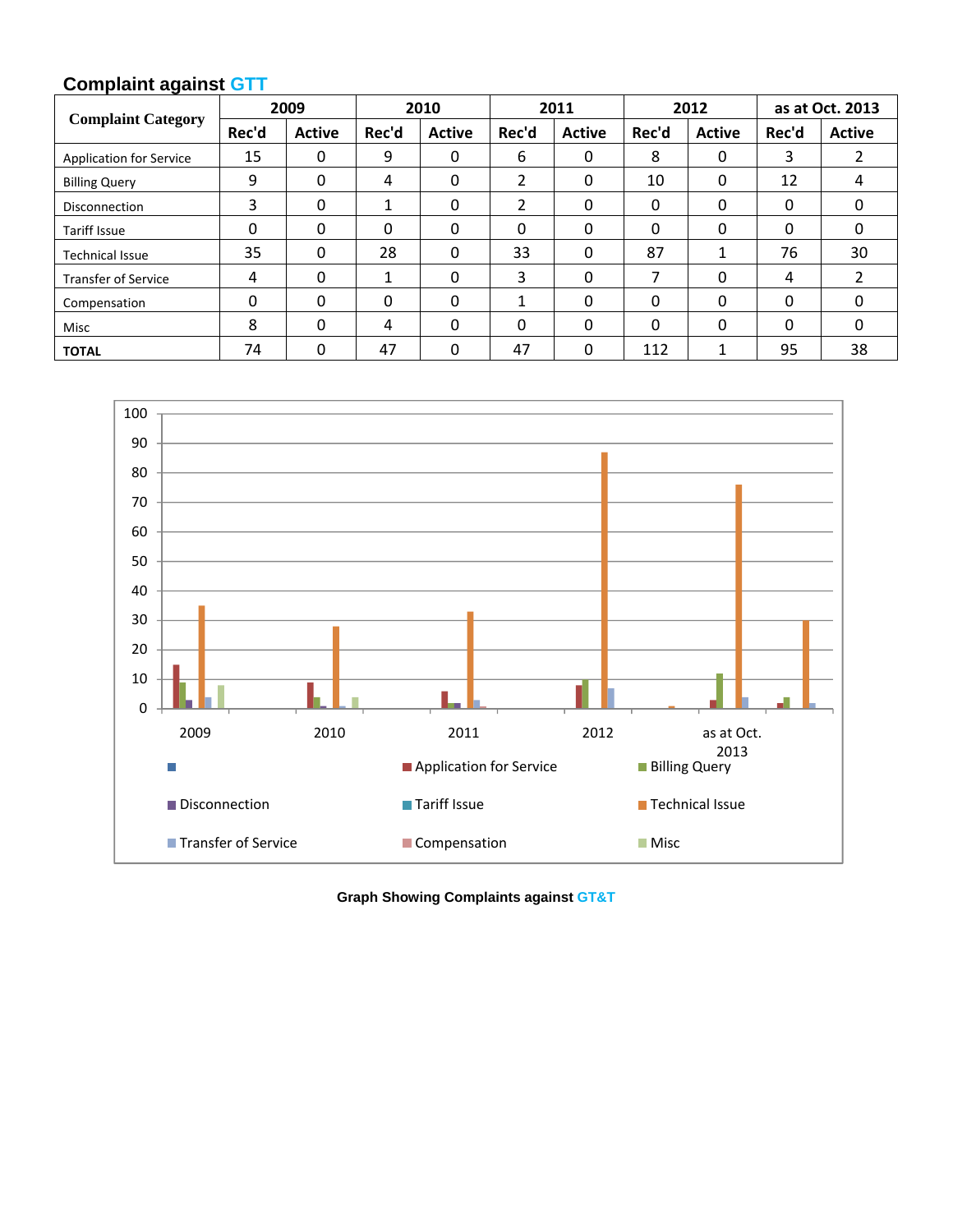### Complaint against GTT

| Complaint Category | 2009 | | 2010 | | 2011 | | 2012 | | as at Oct. 2013 | |
|---|---|---|---|---|---|---|---|---|---|---|
| | Rec'd | Active | Rec'd | Active | Rec'd | Active | Rec'd | Active | Rec'd | Active |
| Application for Service | 15 | 0 | 9 | 0 | 6 | 0 | 8 | 0 | 3 | 2 |
| Billing Query | 9 | 0 | 4 | 0 | 2 | 0 | 10 | 0 | 12 | 4 |
| Disconnection | 3 | 0 | 1 | 0 | 2 | 0 | 0 | 0 | 0 | 0 |
| Tariff Issue | 0 | 0 | 0 | 0 | 0 | 0 | 0 | 0 | 0 | 0 |
| Technical Issue | 35 | 0 | 28 | 0 | 33 | 0 | 87 | 1 | 76 | 30 |
| Transfer of Service | 4 | 0 | 1 | 0 | 3 | 0 | 7 | 0 | 4 | 2 |
| Compensation | 0 | 0 | 0 | 0 | 1 | 0 | 0 | 0 | 0 | 0 |
| Misc | 8 | 0 | 4 | 0 | 0 | 0 | 0 | 0 | 0 | 0 |
| **TOTAL** | 74 | 0 | 47 | 0 | 47 | 0 | 112 | 1 | 95 | 38 |

**Graph Showing Complaints against GT&T**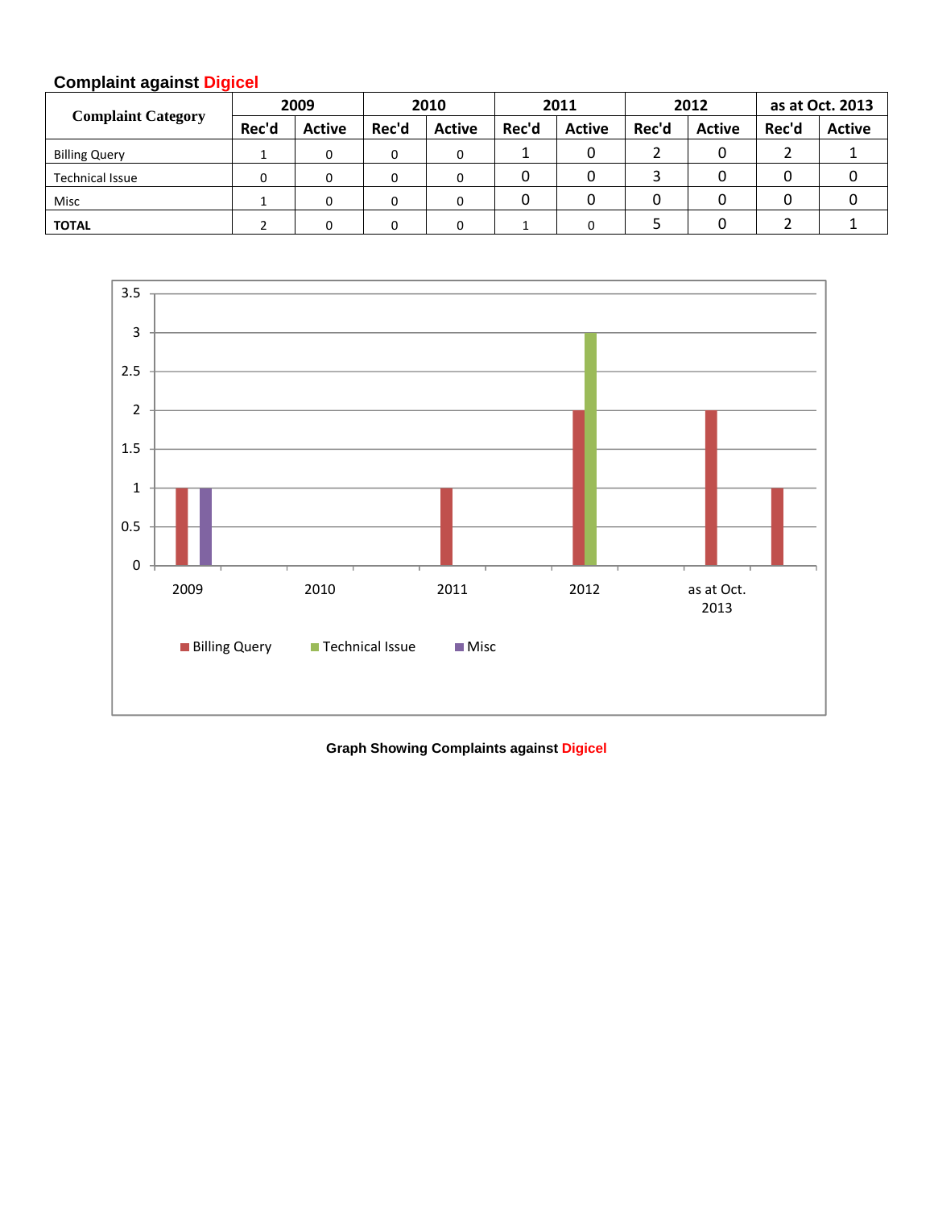**Complaint against Digicel**

| Complaint Category | 2009 | | 2010 | | 2011 | | 2012 | | as at Oct. 2013 | |
|---|---|---|---|---|---|---|---|---|---|---|
| | Rec'd | Active | Rec'd | Active | Rec'd | Active | Rec'd | Active | Rec'd | Active |
| Billing Query | 1 | 0 | 0 | 0 | 1 | 0 | 2 | 0 | 2 | 1 |
| Technical Issue | 0 | 0 | 0 | 0 | 0 | 0 | 3 | 0 | 0 | 0 |
| Misc | 1 | 0 | 0 | 0 | 0 | 0 | 0 | 0 | 0 | 0 |
| **TOTAL** | 2 | 0 | 0 | 0 | 1 | 0 | 5 | 0 | 2 | 1 |

**Graph Showing Complaints against Digicel**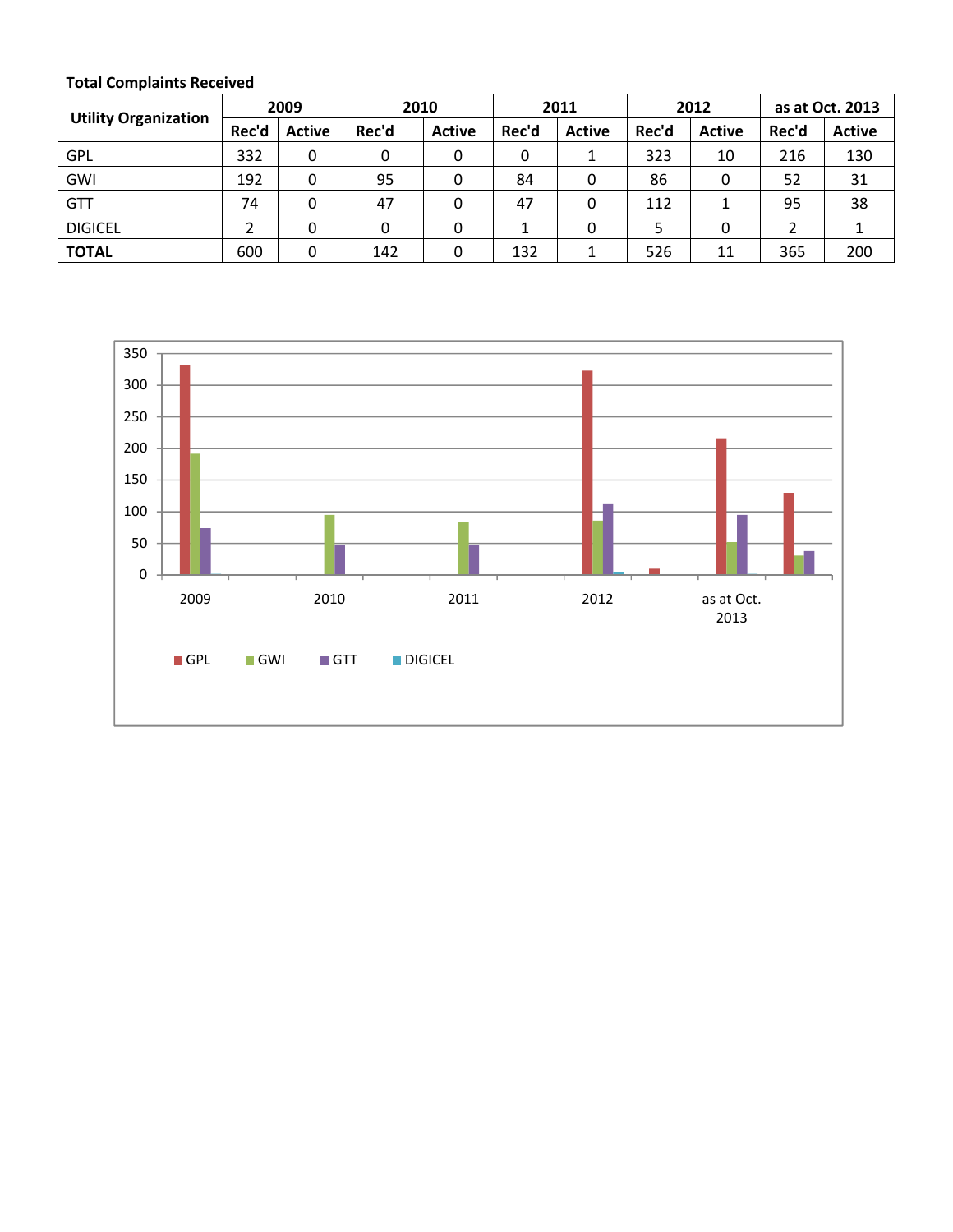**Total Complaints Received**

| Utility Organization | 2009 | | 2010 | | 2011 | | 2012 | | as at Oct. 2013 | |
|---|---|---|---|---|---|---|---|---|---|---|
| | Rec'd | Active | Rec'd | Active | Rec'd | Active | Rec'd | Active | Rec'd | Active |
| GPL | 332 | 0 | 0 | 0 | 0 | 1 | 323 | 10 | 216 | 130 |
| GWI | 192 | 0 | 95 | 0 | 84 | 0 | 86 | 0 | 52 | 31 |
| GTT | 74 | 0 | 47 | 0 | 47 | 0 | 112 | 1 | 95 | 38 |
| DIGICEL | 2 | 0 | 0 | 0 | 1 | 0 | 5 | 0 | 2 | 1 |
| **TOTAL** | 600 | 0 | 142 | 0 | 132 | 1 | 526 | 11 | 365 | 200 |

350
300
250
200
150
100
50
0

2009
2010
2011
2012
as at Oct. 2013

GPL
GWI
GTT
DIGICEL